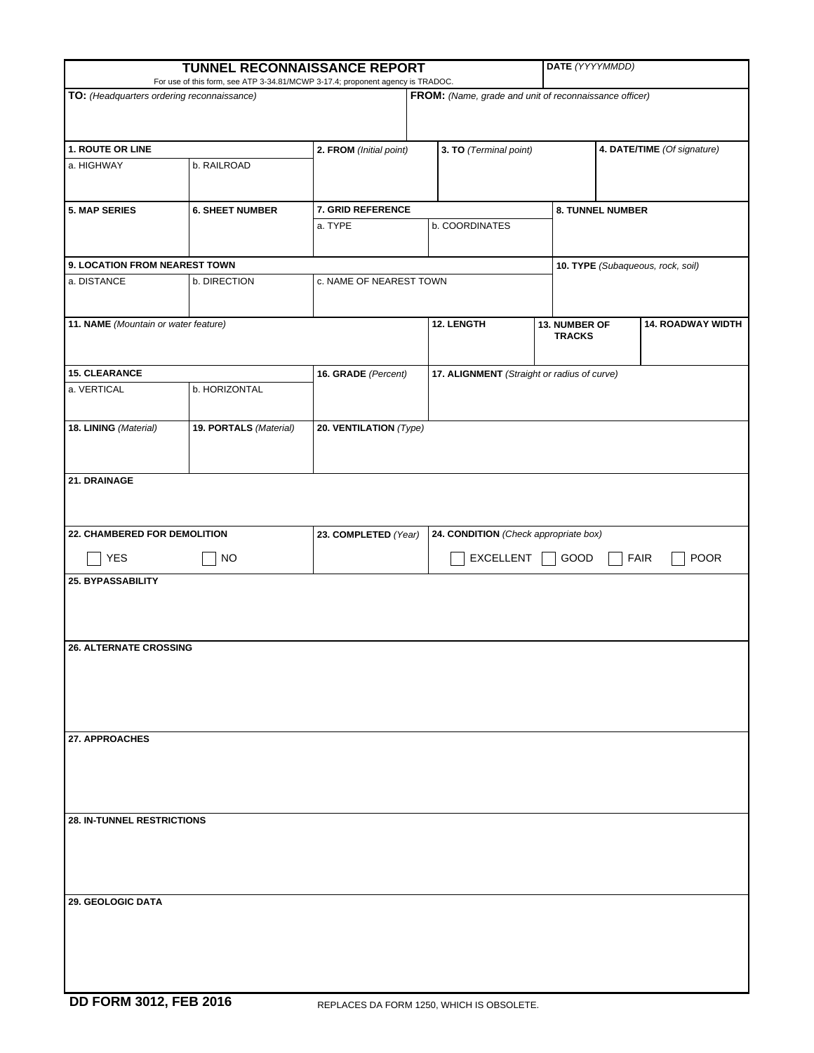# TUNNEL RECONNAISSANCE REPORT

For use of this form, see ATP 3-34.81/MCWP 3-17.4; proponent agency is TRADOC.

**DATE** *(YYYYMMDD)*

| **TO:** *(Headquarters ordering reconnaissance)* | **FROM:** *(Name, grade and unit of reconnaissance officer)* |
|---|---|
| | |

| **1. ROUTE OR LINE** | | **2. FROM** *(Initial point)* | **3. TO** *(Terminal point)* | **4. DATE/TIME** *(Of signature)* |
|---|---|---|---|---|
| a. HIGHWAY | b. RAILROAD | | | |

| **5. MAP SERIES** | **6. SHEET NUMBER** | **7. GRID REFERENCE** | | **8. TUNNEL NUMBER** |
|---|---|---|---|---|
| | | a. TYPE | b. COORDINATES | |

| **9. LOCATION FROM NEAREST TOWN** | | | **10. TYPE** *(Subaqueous, rock, soil)* |
|---|---|---|---|
| a. DISTANCE | b. DIRECTION | c. NAME OF NEAREST TOWN | |

| **11. NAME** *(Mountain or water feature)* | **12. LENGTH** | **13. NUMBER OF TRACKS** | **14. ROADWAY WIDTH** |
|---|---|---|---|
| | | | |

| **15. CLEARANCE** | | **16. GRADE** *(Percent)* | **17. ALIGNMENT** *(Straight or radius of curve)* |
|---|---|---|---|
| a. VERTICAL | b. HORIZONTAL | | |

| **18. LINING** *(Material)* | **19. PORTALS** *(Material)* | **20. VENTILATION** *(Type)* |
|---|---|---|
| | | |

**21. DRAINAGE**

| **22. CHAMBERED FOR DEMOLITION** | **23. COMPLETED** *(Year)* | **24. CONDITION** *(Check appropriate box)* |
|---|---|---|
| ☐ YES ☐ NO | | ☐ EXCELLENT ☐ GOOD ☐ FAIR ☐ POOR |

**25. BYPASSABILITY**

**26. ALTERNATE CROSSING**

**27. APPROACHES**

**28. IN-TUNNEL RESTRICTIONS**

**29. GEOLOGIC DATA**

**DD FORM 3012, FEB 2016**  REPLACES DA FORM 1250, WHICH IS OBSOLETE.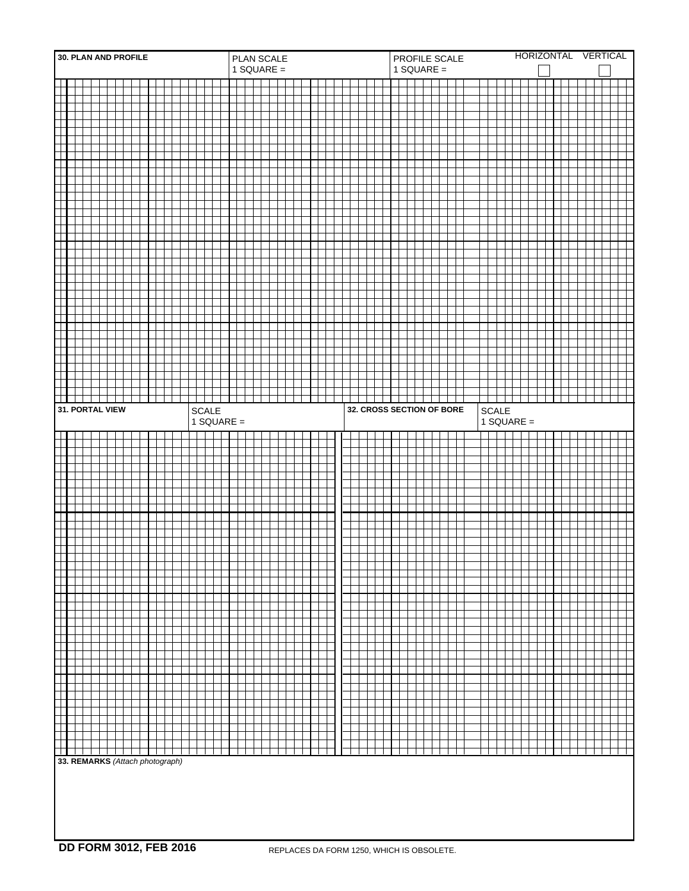**30. PLAN AND PROFILE**

PLAN SCALE
1 SQUARE =

PROFILE SCALE
1 SQUARE =

HORIZONTAL ☐ VERTICAL ☐

**31. PORTAL VIEW**

SCALE
1 SQUARE =

**32. CROSS SECTION OF BORE**

SCALE
1 SQUARE =

**33. REMARKS** *(Attach photograph)*

**DD FORM 3012, FEB 2016**

REPLACES DA FORM 1250, WHICH IS OBSOLETE.